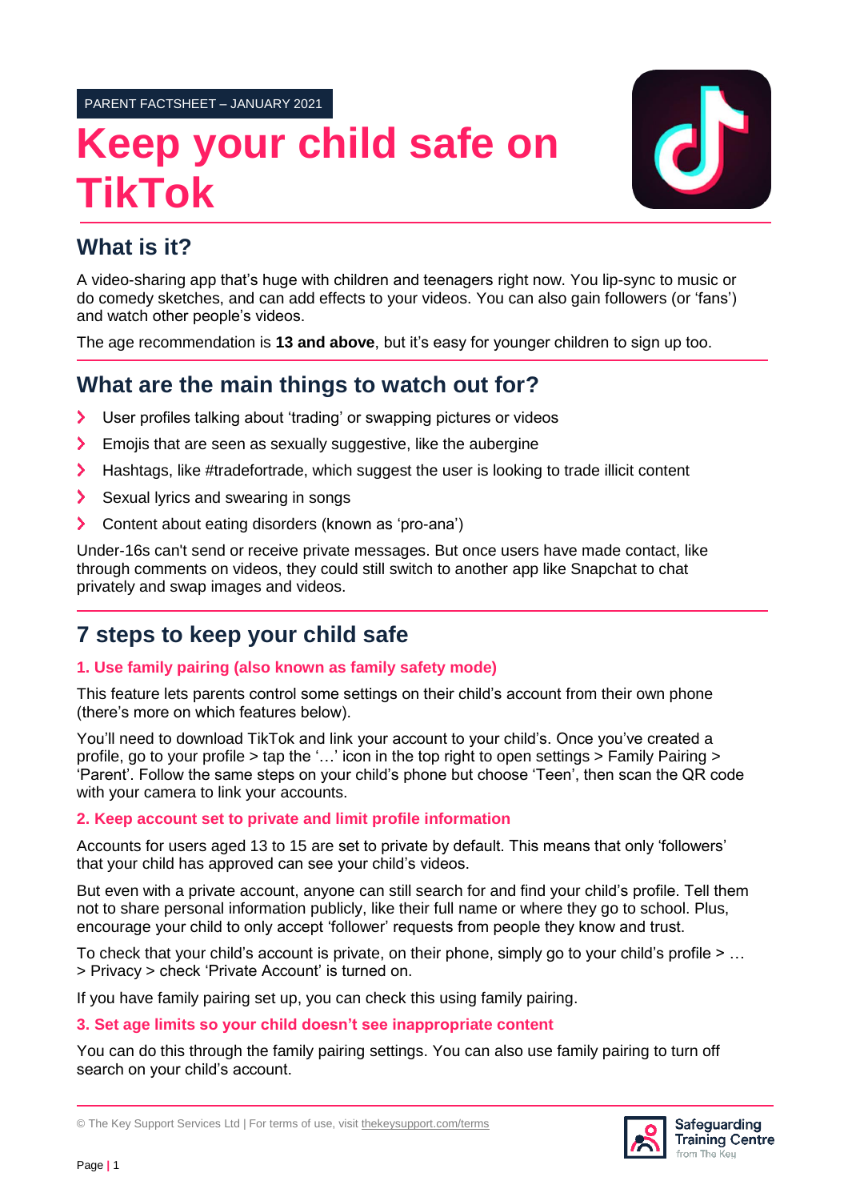PARENT FACTSHEET – JANUARY 2021

# Keep your child safe on TikTok

## What is it?

A video-sharing app that's huge with children and teenagers right now. You lip-sync to music or do comedy sketches, and can add effects to your videos. You can also gain followers (or 'fans') and watch other people's videos.

The age recommendation is **13 and above**, but it's easy for younger children to sign up too.

## What are the main things to watch out for?

- User profiles talking about 'trading' or swapping pictures or videos
- Emojis that are seen as sexually suggestive, like the aubergine
- Hashtags, like #tradefortrade, which suggest the user is looking to trade illicit content
- Sexual lyrics and swearing in songs
- Content about eating disorders (known as 'pro-ana')

Under-16s can't send or receive private messages. But once users have made contact, like through comments on videos, they could still switch to another app like Snapchat to chat privately and swap images and videos.

## 7 steps to keep your child safe

### 1. Use family pairing (also known as family safety mode)

This feature lets parents control some settings on their child's account from their own phone (there's more on which features below).

You'll need to download TikTok and link your account to your child's. Once you've created a profile, go to your profile > tap the '…' icon in the top right to open settings > Family Pairing > 'Parent'. Follow the same steps on your child's phone but choose 'Teen', then scan the QR code with your camera to link your accounts.

### 2. Keep account set to private and limit profile information

Accounts for users aged 13 to 15 are set to private by default. This means that only 'followers' that your child has approved can see your child's videos.

But even with a private account, anyone can still search for and find your child's profile. Tell them not to share personal information publicly, like their full name or where they go to school. Plus, encourage your child to only accept 'follower' requests from people they know and trust.

To check that your child's account is private, on their phone, simply go to your child's profile > … > Privacy > check 'Private Account' is turned on.

If you have family pairing set up, you can check this using family pairing.

### 3. Set age limits so your child doesn't see inappropriate content

You can do this through the family pairing settings. You can also use family pairing to turn off search on your child's account.

© The Key Support Services Ltd | For terms of use, visit thekeysupport.com/terms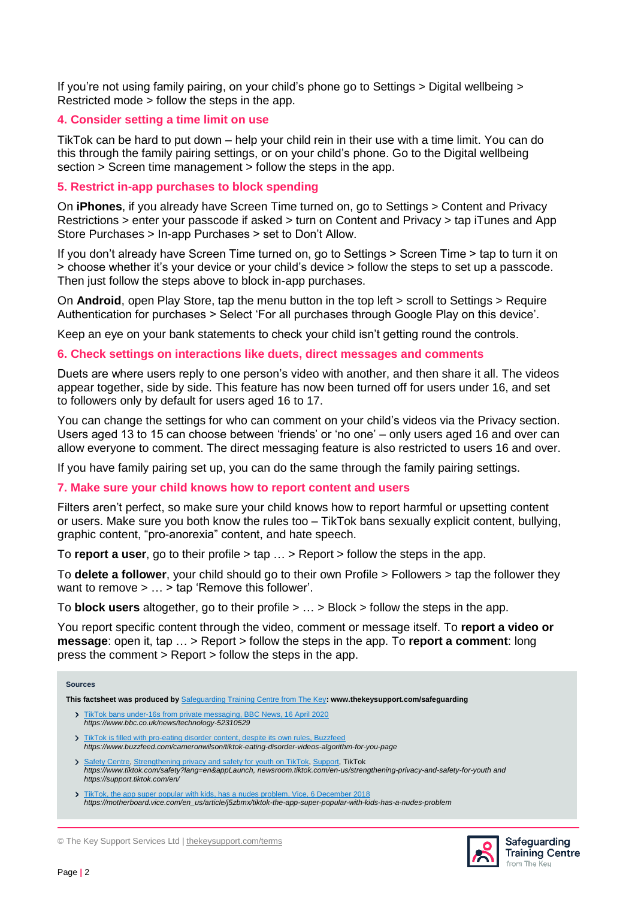If you're not using family pairing, on your child's phone go to Settings > Digital wellbeing > Restricted mode > follow the steps in the app.

### 4. Consider setting a time limit on use

TikTok can be hard to put down – help your child rein in their use with a time limit. You can do this through the family pairing settings, or on your child's phone. Go to the Digital wellbeing section > Screen time management > follow the steps in the app.

### 5. Restrict in-app purchases to block spending

On **iPhones**, if you already have Screen Time turned on, go to Settings > Content and Privacy Restrictions > enter your passcode if asked > turn on Content and Privacy > tap iTunes and App Store Purchases > In-app Purchases > set to Don't Allow.

If you don't already have Screen Time turned on, go to Settings > Screen Time > tap to turn it on > choose whether it's your device or your child's device > follow the steps to set up a passcode. Then just follow the steps above to block in-app purchases.

On **Android**, open Play Store, tap the menu button in the top left > scroll to Settings > Require Authentication for purchases > Select 'For all purchases through Google Play on this device'.

Keep an eye on your bank statements to check your child isn't getting round the controls.

### 6. Check settings on interactions like duets, direct messages and comments

Duets are where users reply to one person's video with another, and then share it all. The videos appear together, side by side. This feature has now been turned off for users under 16, and set to followers only by default for users aged 16 to 17.

You can change the settings for who can comment on your child's videos via the Privacy section. Users aged 13 to 15 can choose between 'friends' or 'no one' – only users aged 16 and over can allow everyone to comment. The direct messaging feature is also restricted to users 16 and over.

If you have family pairing set up, you can do the same through the family pairing settings.

### 7. Make sure your child knows how to report content and users

Filters aren't perfect, so make sure your child knows how to report harmful or upsetting content or users. Make sure you both know the rules too – TikTok bans sexually explicit content, bullying, graphic content, "pro-anorexia" content, and hate speech.

To **report a user**, go to their profile > tap … > Report > follow the steps in the app.

To **delete a follower**, your child should go to their own Profile > Followers > tap the follower they want to remove > … > tap 'Remove this follower'.

To **block users** altogether, go to their profile > … > Block > follow the steps in the app.

You report specific content through the video, comment or message itself. To **report a video or message**: open it, tap … > Report > follow the steps in the app. To **report a comment**: long press the comment > Report > follow the steps in the app.

**Sources**

**This factsheet was produced by** Safeguarding Training Centre from The Key**: www.thekeysupport.com/safeguarding**

- TikTok bans under-16s from private messaging, BBC News, 16 April 2020
  *https://www.bbc.co.uk/news/technology-52310529*
- TikTok is filled with pro-eating disorder content, despite its own rules, Buzzfeed
  *https://www.buzzfeed.com/cameronwilson/tiktok-eating-disorder-videos-algorithm-for-you-page*
- Safety Centre, Strengthening privacy and safety for youth on TikTok, Support, TikTok
  *https://www.tiktok.com/safety?lang=en&appLaunch, newsroom.tiktok.com/en-us/strengthening-privacy-and-safety-for-youth and https://support.tiktok.com/en/*
- TikTok, the app super popular with kids, has a nudes problem, Vice, 6 December 2018
  *https://motherboard.vice.com/en_us/article/j5zbmx/tiktok-the-app-super-popular-with-kids-has-a-nudes-problem*

© The Key Support Services Ltd | thekeysupport.com/terms

Safeguarding Training Centre from The Key